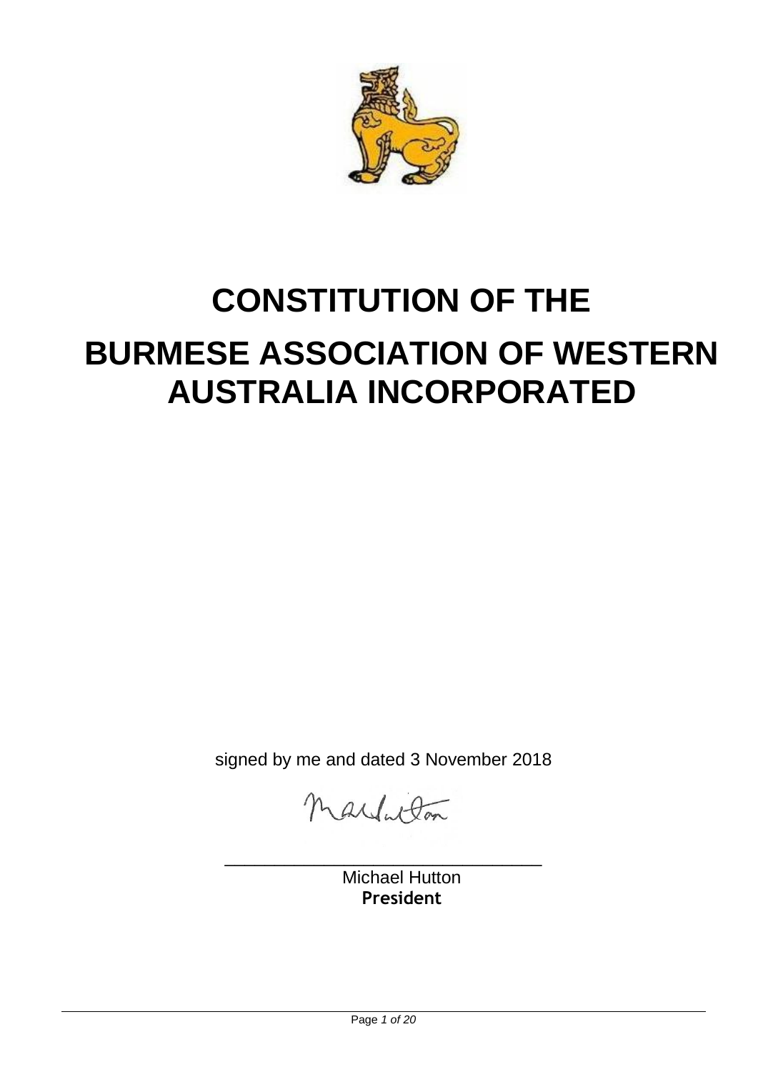# CONSTITUTION OF THE

# BURMESE ASSOCIATION OF WESTERN AUSTRALIA INCORPORATED

signed by me and dated 3 November 2018

\_\_\_\_\_\_\_\_\_\_\_\_\_\_\_\_\_\_\_\_\_\_\_\_\_\_\_\_\_\_\_\_

Michael Hutton

**President**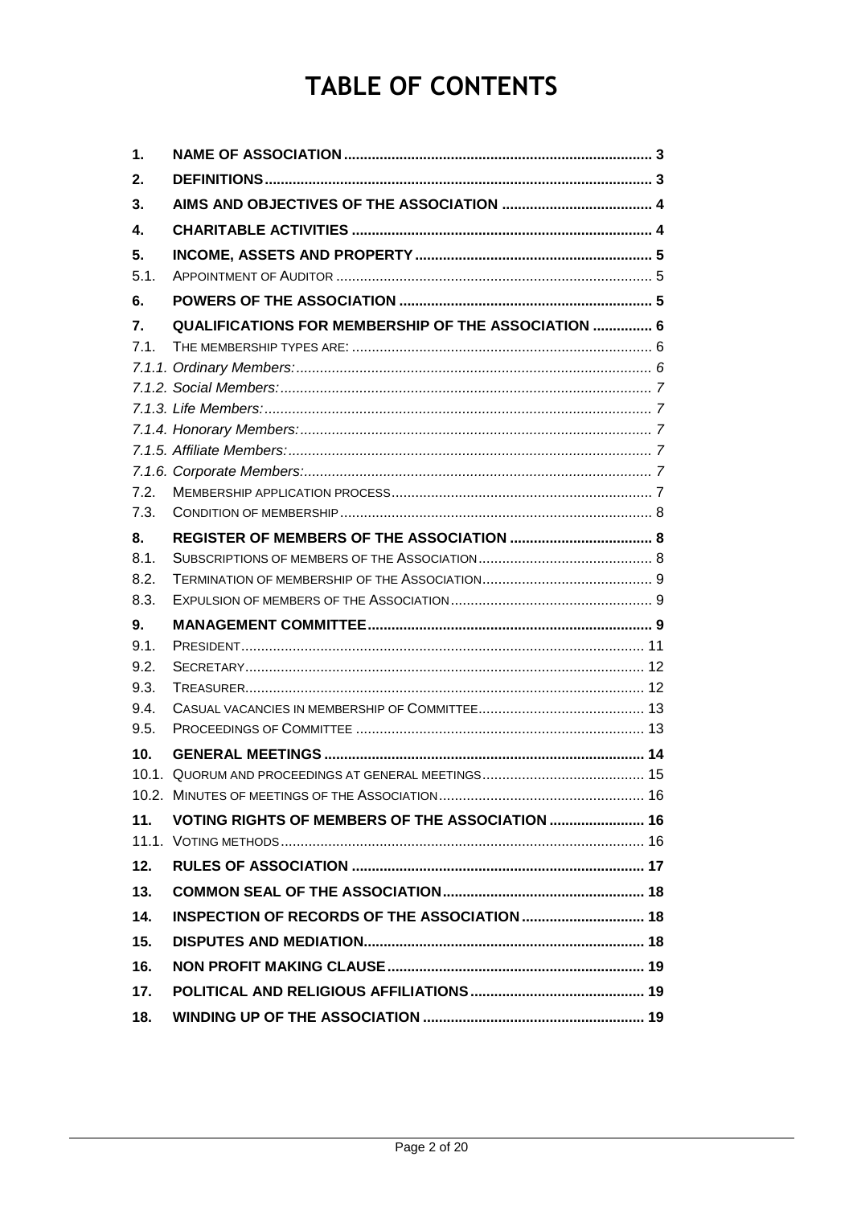# TABLE OF CONTENTS

| | | |
|---|---|---|
| **1.** | **NAME OF ASSOCIATION** | **3** |
| **2.** | **DEFINITIONS** | **3** |
| **3.** | **AIMS AND OBJECTIVES OF THE ASSOCIATION** | **4** |
| **4.** | **CHARITABLE ACTIVITIES** | **4** |
| **5.** | **INCOME, ASSETS AND PROPERTY** | **5** |
| 5.1. | APPOINTMENT OF AUDITOR | 5 |
| **6.** | **POWERS OF THE ASSOCIATION** | **5** |
| **7.** | **QUALIFICATIONS FOR MEMBERSHIP OF THE ASSOCIATION** | **6** |
| 7.1. | THE MEMBERSHIP TYPES ARE: | 6 |
| *7.1.1.* | *Ordinary Members:* | *6* |
| *7.1.2.* | *Social Members:* | *7* |
| *7.1.3.* | *Life Members:* | *7* |
| *7.1.4.* | *Honorary Members:* | *7* |
| *7.1.5.* | *Affiliate Members:* | *7* |
| *7.1.6.* | *Corporate Members:* | *7* |
| 7.2. | MEMBERSHIP APPLICATION PROCESS | 7 |
| 7.3. | CONDITION OF MEMBERSHIP | 8 |
| **8.** | **REGISTER OF MEMBERS OF THE ASSOCIATION** | **8** |
| 8.1. | SUBSCRIPTIONS OF MEMBERS OF THE ASSOCIATION | 8 |
| 8.2. | TERMINATION OF MEMBERSHIP OF THE ASSOCIATION | 9 |
| 8.3. | EXPULSION OF MEMBERS OF THE ASSOCIATION | 9 |
| **9.** | **MANAGEMENT COMMITTEE** | **9** |
| 9.1. | PRESIDENT | 11 |
| 9.2. | SECRETARY | 12 |
| 9.3. | TREASURER | 12 |
| 9.4. | CASUAL VACANCIES IN MEMBERSHIP OF COMMITTEE | 13 |
| 9.5. | PROCEEDINGS OF COMMITTEE | 13 |
| **10.** | **GENERAL MEETINGS** | **14** |
| 10.1. | QUORUM AND PROCEEDINGS AT GENERAL MEETINGS | 15 |
| 10.2. | MINUTES OF MEETINGS OF THE ASSOCIATION | 16 |
| **11.** | **VOTING RIGHTS OF MEMBERS OF THE ASSOCIATION** | **16** |
| 11.1. | VOTING METHODS | 16 |
| **12.** | **RULES OF ASSOCIATION** | **17** |
| **13.** | **COMMON SEAL OF THE ASSOCIATION** | **18** |
| **14.** | **INSPECTION OF RECORDS OF THE ASSOCIATION** | **18** |
| **15.** | **DISPUTES AND MEDIATION** | **18** |
| **16.** | **NON PROFIT MAKING CLAUSE** | **19** |
| **17.** | **POLITICAL AND RELIGIOUS AFFILIATIONS** | **19** |
| **18.** | **WINDING UP OF THE ASSOCIATION** | **19** |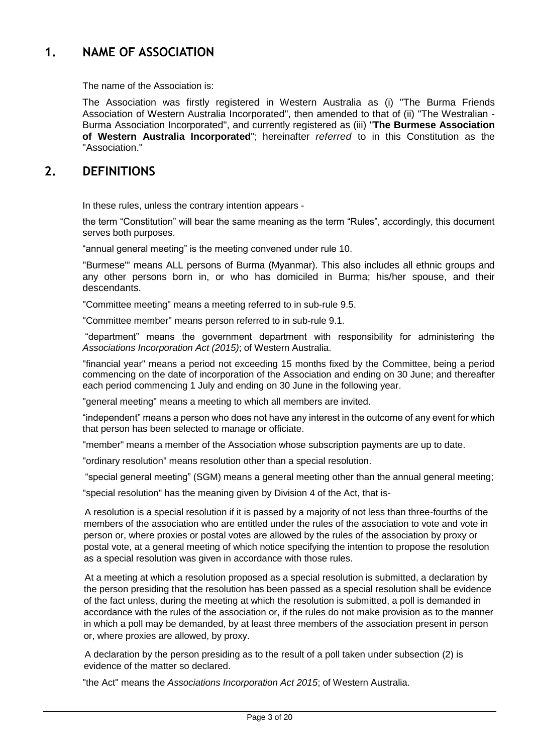## 1. NAME OF ASSOCIATION

The name of the Association is:

The Association was firstly registered in Western Australia as (i) "The Burma Friends Association of Western Australia Incorporated", then amended to that of (ii) "The Westralian - Burma Association Incorporated", and currently registered as (iii) "**The Burmese Association of Western Australia Incorporated**"; hereinafter *referred* to in this Constitution as the "Association."

## 2. DEFINITIONS

In these rules, unless the contrary intention appears -

the term "Constitution" will bear the same meaning as the term "Rules", accordingly, this document serves both purposes.

"annual general meeting" is the meeting convened under rule 10.

"Burmese'" means ALL persons of Burma (Myanmar). This also includes all ethnic groups and any other persons born in, or who has domiciled in Burma; his/her spouse, and their descendants.

"Committee meeting" means a meeting referred to in sub-rule 9.5.

"Committee member" means person referred to in sub-rule 9.1.

"department" means the government department with responsibility for administering the *Associations Incorporation Act (2015)*; of Western Australia.

"financial year" means a period not exceeding 15 months fixed by the Committee, being a period commencing on the date of incorporation of the Association and ending on 30 June; and thereafter each period commencing 1 July and ending on 30 June in the following year.

"general meeting" means a meeting to which all members are invited.

"independent" means a person who does not have any interest in the outcome of any event for which that person has been selected to manage or officiate.

"member" means a member of the Association whose subscription payments are up to date.

"ordinary resolution" means resolution other than a special resolution.

"special general meeting" (SGM) means a general meeting other than the annual general meeting;

"special resolution" has the meaning given by Division 4 of the Act, that is-

A resolution is a special resolution if it is passed by a majority of not less than three-fourths of the members of the association who are entitled under the rules of the association to vote and vote in person or, where proxies or postal votes are allowed by the rules of the association by proxy or postal vote, at a general meeting of which notice specifying the intention to propose the resolution as a special resolution was given in accordance with those rules.

At a meeting at which a resolution proposed as a special resolution is submitted, a declaration by the person presiding that the resolution has been passed as a special resolution shall be evidence of the fact unless, during the meeting at which the resolution is submitted, a poll is demanded in accordance with the rules of the association or, if the rules do not make provision as to the manner in which a poll may be demanded, by at least three members of the association present in person or, where proxies are allowed, by proxy.

A declaration by the person presiding as to the result of a poll taken under subsection (2) is evidence of the matter so declared.

"the Act" means the *Associations Incorporation Act 2015*; of Western Australia.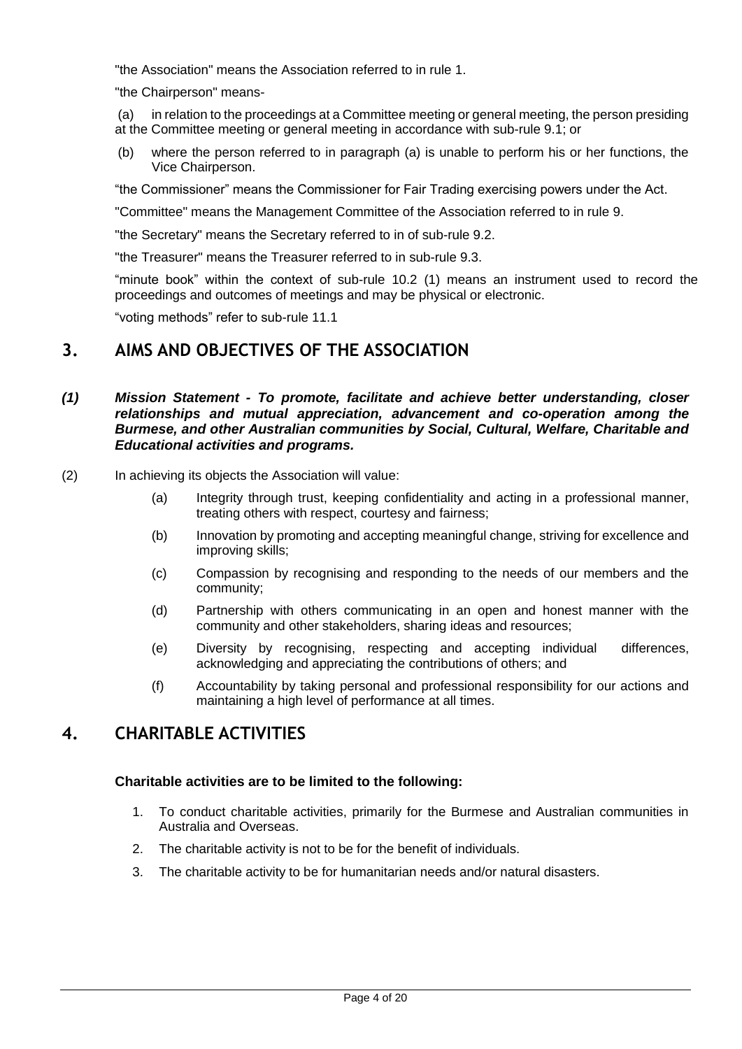"the Association" means the Association referred to in rule 1.

"the Chairperson" means-

(a) in relation to the proceedings at a Committee meeting or general meeting, the person presiding at the Committee meeting or general meeting in accordance with sub-rule 9.1; or

(b) where the person referred to in paragraph (a) is unable to perform his or her functions, the Vice Chairperson.

"the Commissioner" means the Commissioner for Fair Trading exercising powers under the Act.

"Committee" means the Management Committee of the Association referred to in rule 9.

"the Secretary" means the Secretary referred to in of sub-rule 9.2.

"the Treasurer" means the Treasurer referred to in sub-rule 9.3.

"minute book" within the context of sub-rule 10.2 (1) means an instrument used to record the proceedings and outcomes of meetings and may be physical or electronic.

"voting methods" refer to sub-rule 11.1

## 3. AIMS AND OBJECTIVES OF THE ASSOCIATION

***(1) Mission Statement - To promote, facilitate and achieve better understanding, closer relationships and mutual appreciation, advancement and co-operation among the Burmese, and other Australian communities by Social, Cultural, Welfare, Charitable and Educational activities and programs.***

(2) In achieving its objects the Association will value:

- (a) Integrity through trust, keeping confidentiality and acting in a professional manner, treating others with respect, courtesy and fairness;
- (b) Innovation by promoting and accepting meaningful change, striving for excellence and improving skills;
- (c) Compassion by recognising and responding to the needs of our members and the community;
- (d) Partnership with others communicating in an open and honest manner with the community and other stakeholders, sharing ideas and resources;
- (e) Diversity by recognising, respecting and accepting individual differences, acknowledging and appreciating the contributions of others; and
- (f) Accountability by taking personal and professional responsibility for our actions and maintaining a high level of performance at all times.

## 4. CHARITABLE ACTIVITIES

**Charitable activities are to be limited to the following:**

1. To conduct charitable activities, primarily for the Burmese and Australian communities in Australia and Overseas.
2. The charitable activity is not to be for the benefit of individuals.
3. The charitable activity to be for humanitarian needs and/or natural disasters.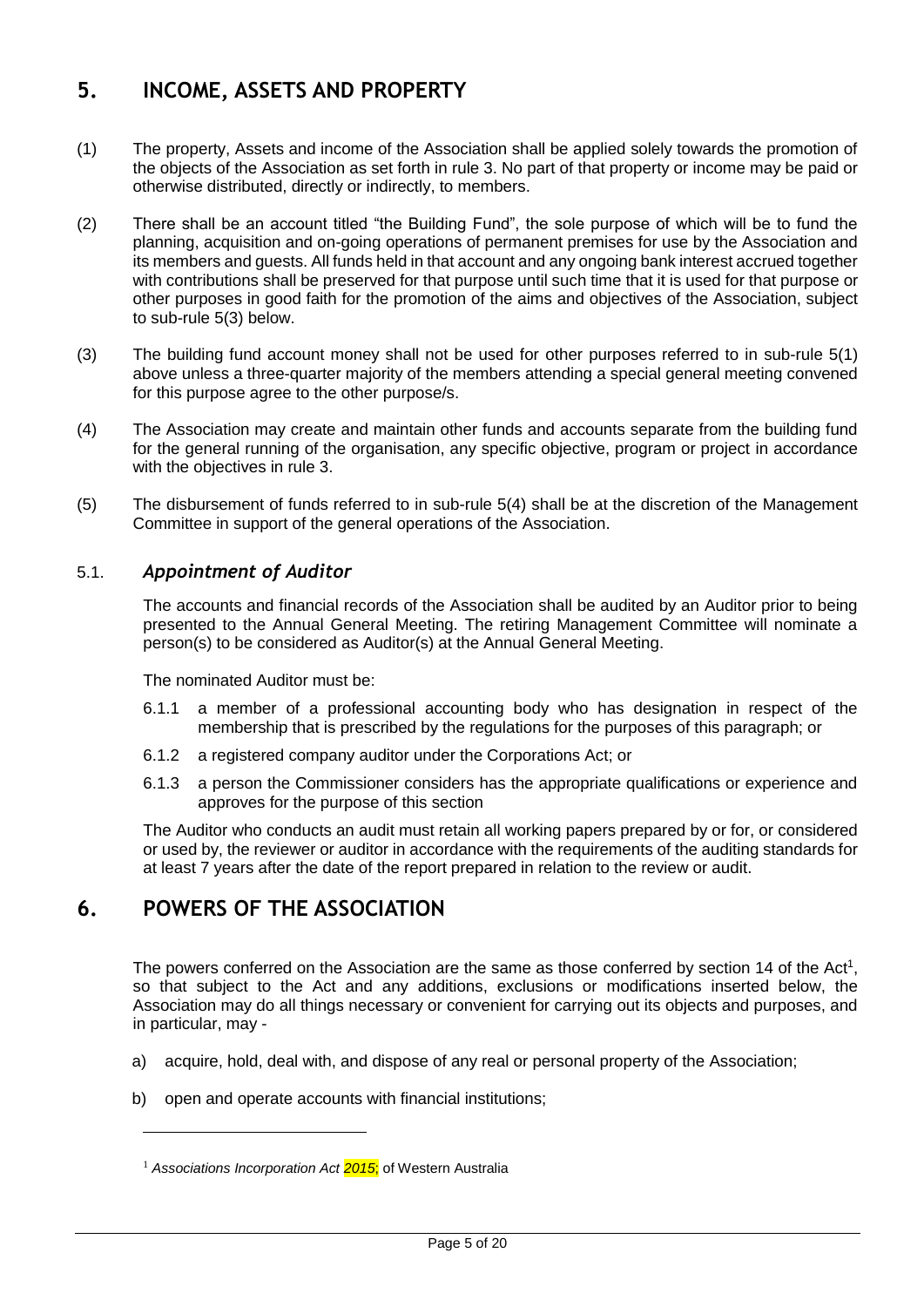## 5. INCOME, ASSETS AND PROPERTY

(1) The property, Assets and income of the Association shall be applied solely towards the promotion of the objects of the Association as set forth in rule 3. No part of that property or income may be paid or otherwise distributed, directly or indirectly, to members.

(2) There shall be an account titled "the Building Fund", the sole purpose of which will be to fund the planning, acquisition and on-going operations of permanent premises for use by the Association and its members and guests. All funds held in that account and any ongoing bank interest accrued together with contributions shall be preserved for that purpose until such time that it is used for that purpose or other purposes in good faith for the promotion of the aims and objectives of the Association, subject to sub-rule 5(3) below.

(3) The building fund account money shall not be used for other purposes referred to in sub-rule 5(1) above unless a three-quarter majority of the members attending a special general meeting convened for this purpose agree to the other purpose/s.

(4) The Association may create and maintain other funds and accounts separate from the building fund for the general running of the organisation, any specific objective, program or project in accordance with the objectives in rule 3.

(5) The disbursement of funds referred to in sub-rule 5(4) shall be at the discretion of the Management Committee in support of the general operations of the Association.

### 5.1. *Appointment of Auditor*

The accounts and financial records of the Association shall be audited by an Auditor prior to being presented to the Annual General Meeting. The retiring Management Committee will nominate a person(s) to be considered as Auditor(s) at the Annual General Meeting.

The nominated Auditor must be:

6.1.1 a member of a professional accounting body who has designation in respect of the membership that is prescribed by the regulations for the purposes of this paragraph; or

6.1.2 a registered company auditor under the Corporations Act; or

6.1.3 a person the Commissioner considers has the appropriate qualifications or experience and approves for the purpose of this section

The Auditor who conducts an audit must retain all working papers prepared by or for, or considered or used by, the reviewer or auditor in accordance with the requirements of the auditing standards for at least 7 years after the date of the report prepared in relation to the review or audit.

## 6. POWERS OF THE ASSOCIATION

The powers conferred on the Association are the same as those conferred by section 14 of the Act[1], so that subject to the Act and any additions, exclusions or modifications inserted below, the Association may do all things necessary or convenient for carrying out its objects and purposes, and in particular, may -

a) acquire, hold, deal with, and dispose of any real or personal property of the Association;

b) open and operate accounts with financial institutions;

---

[1] *Associations Incorporation Act 2015*; of Western Australia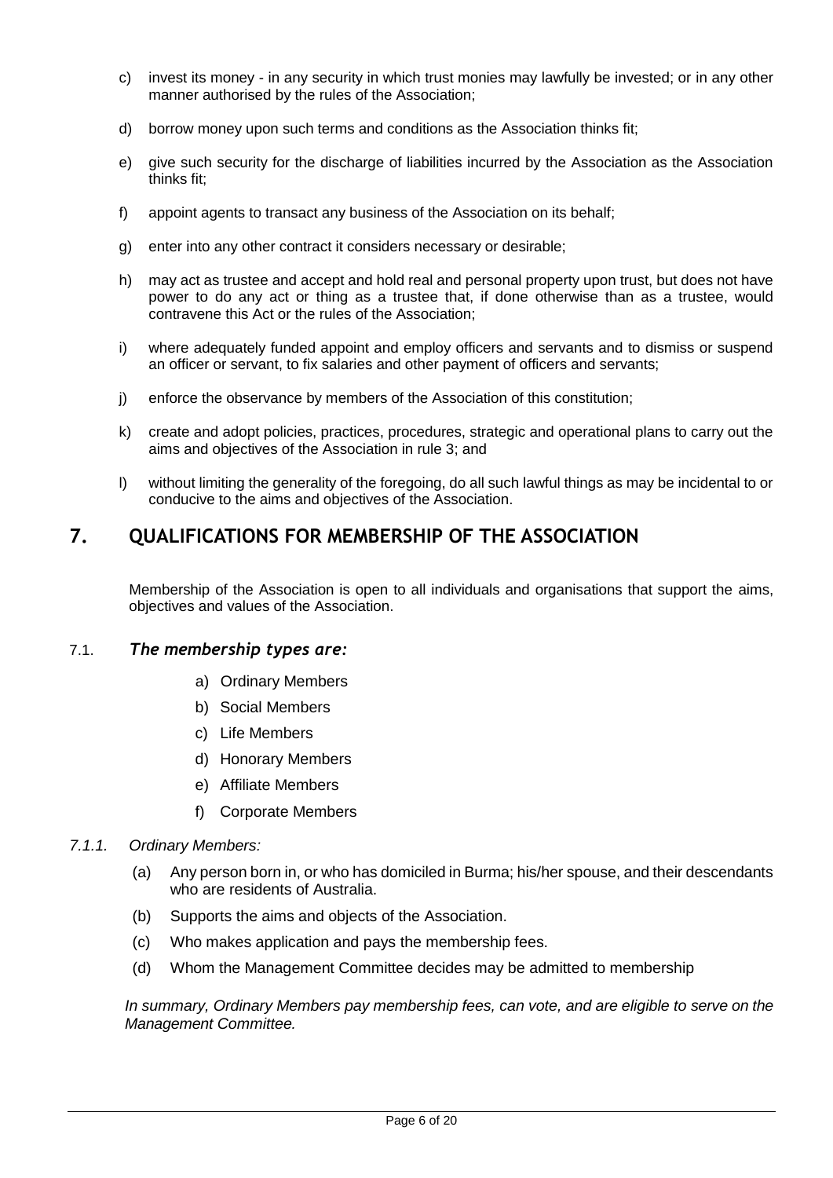c) invest its money - in any security in which trust monies may lawfully be invested; or in any other manner authorised by the rules of the Association;

d) borrow money upon such terms and conditions as the Association thinks fit;

e) give such security for the discharge of liabilities incurred by the Association as the Association thinks fit;

f) appoint agents to transact any business of the Association on its behalf;

g) enter into any other contract it considers necessary or desirable;

h) may act as trustee and accept and hold real and personal property upon trust, but does not have power to do any act or thing as a trustee that, if done otherwise than as a trustee, would contravene this Act or the rules of the Association;

i) where adequately funded appoint and employ officers and servants and to dismiss or suspend an officer or servant, to fix salaries and other payment of officers and servants;

j) enforce the observance by members of the Association of this constitution;

k) create and adopt policies, practices, procedures, strategic and operational plans to carry out the aims and objectives of the Association in rule 3; and

l) without limiting the generality of the foregoing, do all such lawful things as may be incidental to or conducive to the aims and objectives of the Association.

# 7. QUALIFICATIONS FOR MEMBERSHIP OF THE ASSOCIATION

Membership of the Association is open to all individuals and organisations that support the aims, objectives and values of the Association.

### 7.1. *The membership types are:*

a) Ordinary Members
b) Social Members
c) Life Members
d) Honorary Members
e) Affiliate Members
f) Corporate Members

*7.1.1. Ordinary Members:*

(a) Any person born in, or who has domiciled in Burma; his/her spouse, and their descendants who are residents of Australia.

(b) Supports the aims and objects of the Association.

(c) Who makes application and pays the membership fees.

(d) Whom the Management Committee decides may be admitted to membership

*In summary, Ordinary Members pay membership fees, can vote, and are eligible to serve on the Management Committee.*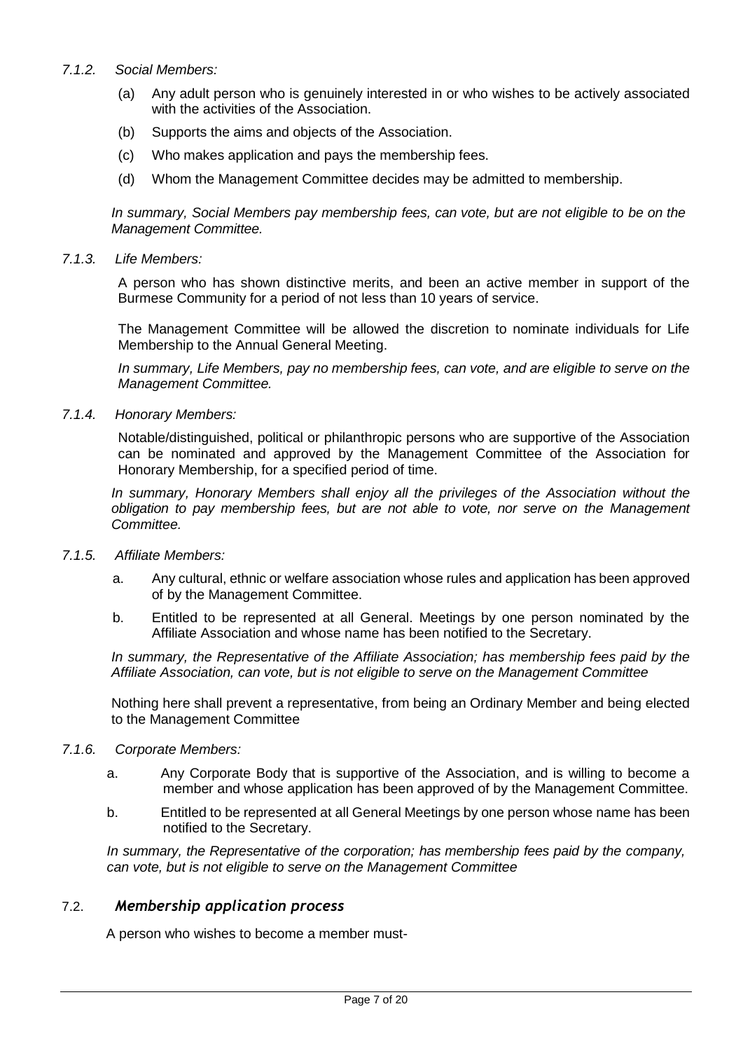*7.1.2. Social Members:*

(a) Any adult person who is genuinely interested in or who wishes to be actively associated with the activities of the Association.

(b) Supports the aims and objects of the Association.

(c) Who makes application and pays the membership fees.

(d) Whom the Management Committee decides may be admitted to membership.

*In summary, Social Members pay membership fees, can vote, but are not eligible to be on the Management Committee.*

*7.1.3. Life Members:*

A person who has shown distinctive merits, and been an active member in support of the Burmese Community for a period of not less than 10 years of service.

The Management Committee will be allowed the discretion to nominate individuals for Life Membership to the Annual General Meeting.

*In summary, Life Members, pay no membership fees, can vote, and are eligible to serve on the Management Committee.*

*7.1.4. Honorary Members:*

Notable/distinguished, political or philanthropic persons who are supportive of the Association can be nominated and approved by the Management Committee of the Association for Honorary Membership, for a specified period of time.

*In summary, Honorary Members shall enjoy all the privileges of the Association without the obligation to pay membership fees, but are not able to vote, nor serve on the Management Committee.*

*7.1.5. Affiliate Members:*

a. Any cultural, ethnic or welfare association whose rules and application has been approved of by the Management Committee.

b. Entitled to be represented at all General. Meetings by one person nominated by the Affiliate Association and whose name has been notified to the Secretary.

*In summary, the Representative of the Affiliate Association; has membership fees paid by the Affiliate Association, can vote, but is not eligible to serve on the Management Committee*

Nothing here shall prevent a representative, from being an Ordinary Member and being elected to the Management Committee

*7.1.6. Corporate Members:*

a. Any Corporate Body that is supportive of the Association, and is willing to become a member and whose application has been approved of by the Management Committee.

b. Entitled to be represented at all General Meetings by one person whose name has been notified to the Secretary.

*In summary, the Representative of the corporation; has membership fees paid by the company, can vote, but is not eligible to serve on the Management Committee*

### 7.2. *Membership application process*

A person who wishes to become a member must-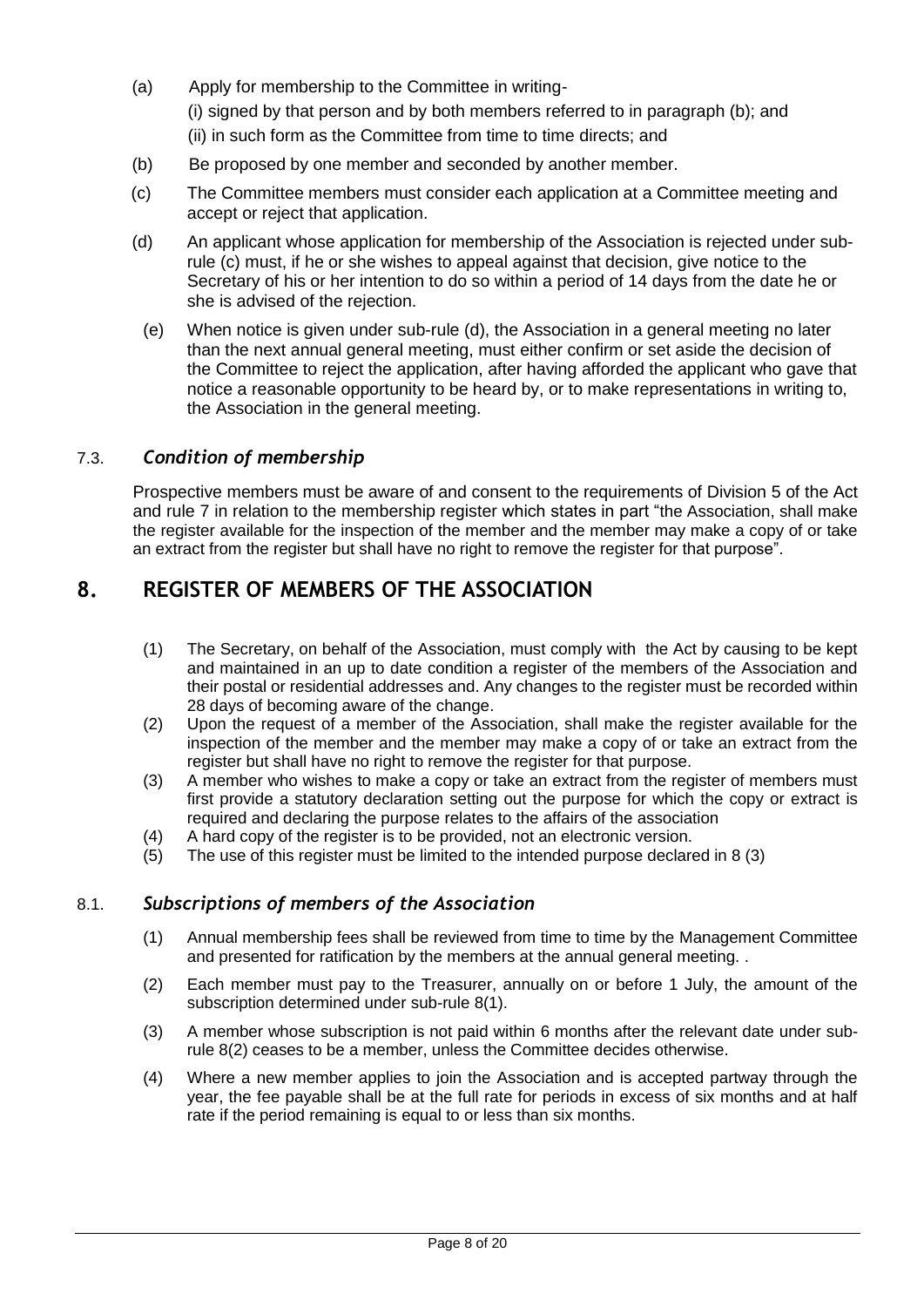(a) Apply for membership to the Committee in writing-

(i) signed by that person and by both members referred to in paragraph (b); and

(ii) in such form as the Committee from time to time directs; and

(b) Be proposed by one member and seconded by another member.

(c) The Committee members must consider each application at a Committee meeting and accept or reject that application.

(d) An applicant whose application for membership of the Association is rejected under sub-rule (c) must, if he or she wishes to appeal against that decision, give notice to the Secretary of his or her intention to do so within a period of 14 days from the date he or she is advised of the rejection.

(e) When notice is given under sub-rule (d), the Association in a general meeting no later than the next annual general meeting, must either confirm or set aside the decision of the Committee to reject the application, after having afforded the applicant who gave that notice a reasonable opportunity to be heard by, or to make representations in writing to, the Association in the general meeting.

### 7.3. *Condition of membership*

Prospective members must be aware of and consent to the requirements of Division 5 of the Act and rule 7 in relation to the membership register which states in part "the Association, shall make the register available for the inspection of the member and the member may make a copy of or take an extract from the register but shall have no right to remove the register for that purpose".

## 8. REGISTER OF MEMBERS OF THE ASSOCIATION

(1) The Secretary, on behalf of the Association, must comply with the Act by causing to be kept and maintained in an up to date condition a register of the members of the Association and their postal or residential addresses and. Any changes to the register must be recorded within 28 days of becoming aware of the change.

(2) Upon the request of a member of the Association, shall make the register available for the inspection of the member and the member may make a copy of or take an extract from the register but shall have no right to remove the register for that purpose.

(3) A member who wishes to make a copy or take an extract from the register of members must first provide a statutory declaration setting out the purpose for which the copy or extract is required and declaring the purpose relates to the affairs of the association

(4) A hard copy of the register is to be provided, not an electronic version.

(5) The use of this register must be limited to the intended purpose declared in 8 (3)

### 8.1. *Subscriptions of members of the Association*

(1) Annual membership fees shall be reviewed from time to time by the Management Committee and presented for ratification by the members at the annual general meeting. .

(2) Each member must pay to the Treasurer, annually on or before 1 July, the amount of the subscription determined under sub-rule 8(1).

(3) A member whose subscription is not paid within 6 months after the relevant date under sub-rule 8(2) ceases to be a member, unless the Committee decides otherwise.

(4) Where a new member applies to join the Association and is accepted partway through the year, the fee payable shall be at the full rate for periods in excess of six months and at half rate if the period remaining is equal to or less than six months.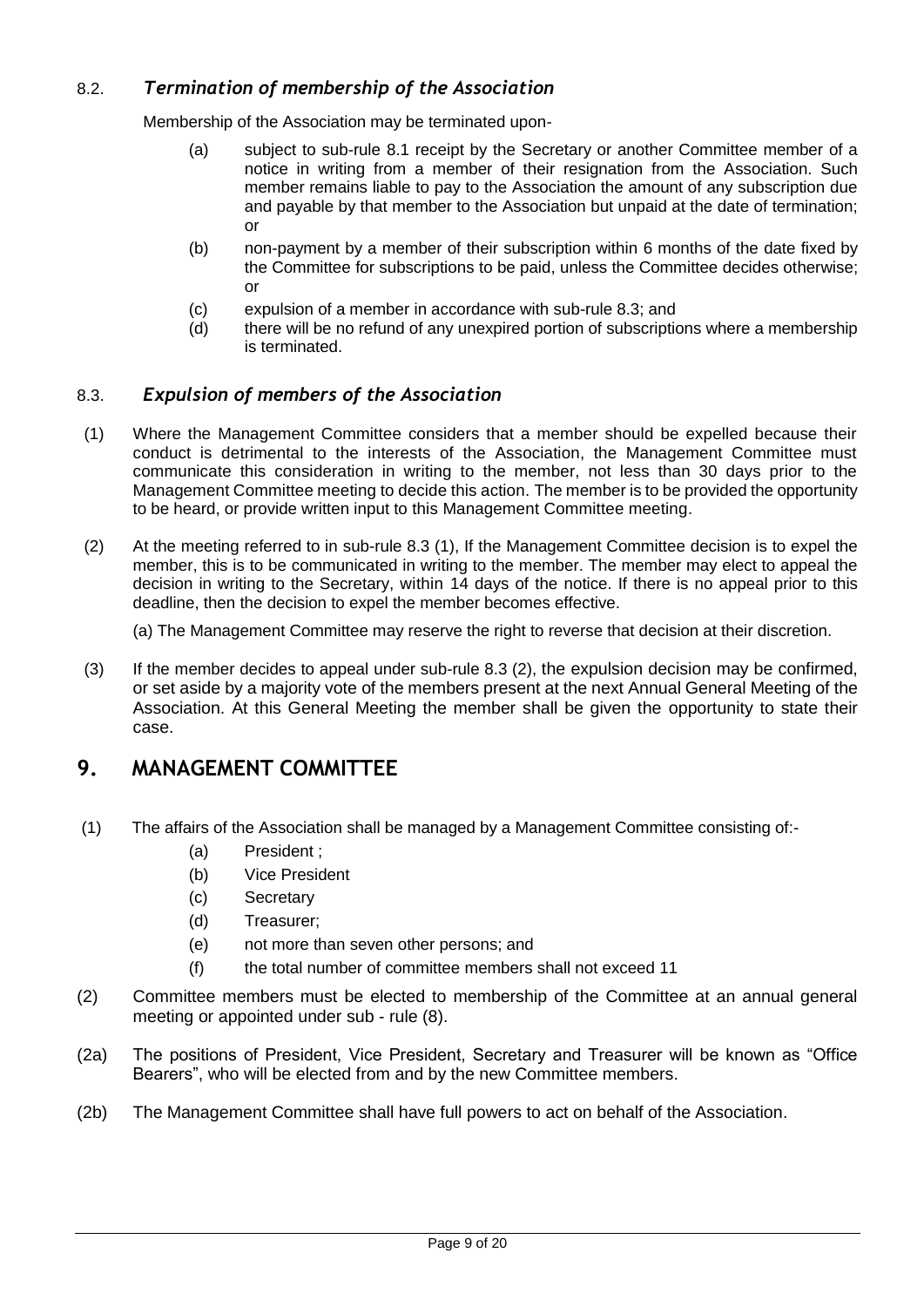### 8.2. *Termination of membership of the Association*

Membership of the Association may be terminated upon-

- (a) subject to sub-rule 8.1 receipt by the Secretary or another Committee member of a notice in writing from a member of their resignation from the Association. Such member remains liable to pay to the Association the amount of any subscription due and payable by that member to the Association but unpaid at the date of termination; or
- (b) non-payment by a member of their subscription within 6 months of the date fixed by the Committee for subscriptions to be paid, unless the Committee decides otherwise; or
- (c) expulsion of a member in accordance with sub-rule 8.3; and
- (d) there will be no refund of any unexpired portion of subscriptions where a membership is terminated.

### 8.3. *Expulsion of members of the Association*

(1) Where the Management Committee considers that a member should be expelled because their conduct is detrimental to the interests of the Association, the Management Committee must communicate this consideration in writing to the member, not less than 30 days prior to the Management Committee meeting to decide this action. The member is to be provided the opportunity to be heard, or provide written input to this Management Committee meeting.

(2) At the meeting referred to in sub-rule 8.3 (1), If the Management Committee decision is to expel the member, this is to be communicated in writing to the member. The member may elect to appeal the decision in writing to the Secretary, within 14 days of the notice. If there is no appeal prior to this deadline, then the decision to expel the member becomes effective.

(a) The Management Committee may reserve the right to reverse that decision at their discretion.

(3) If the member decides to appeal under sub-rule 8.3 (2), the expulsion decision may be confirmed, or set aside by a majority vote of the members present at the next Annual General Meeting of the Association. At this General Meeting the member shall be given the opportunity to state their case.

## 9. MANAGEMENT COMMITTEE

(1) The affairs of the Association shall be managed by a Management Committee consisting of:-

- (a) President ;
- (b) Vice President
- (c) Secretary
- (d) Treasurer;
- (e) not more than seven other persons; and
- (f) the total number of committee members shall not exceed 11

(2) Committee members must be elected to membership of the Committee at an annual general meeting or appointed under sub - rule (8).

(2a) The positions of President, Vice President, Secretary and Treasurer will be known as "Office Bearers", who will be elected from and by the new Committee members.

(2b) The Management Committee shall have full powers to act on behalf of the Association.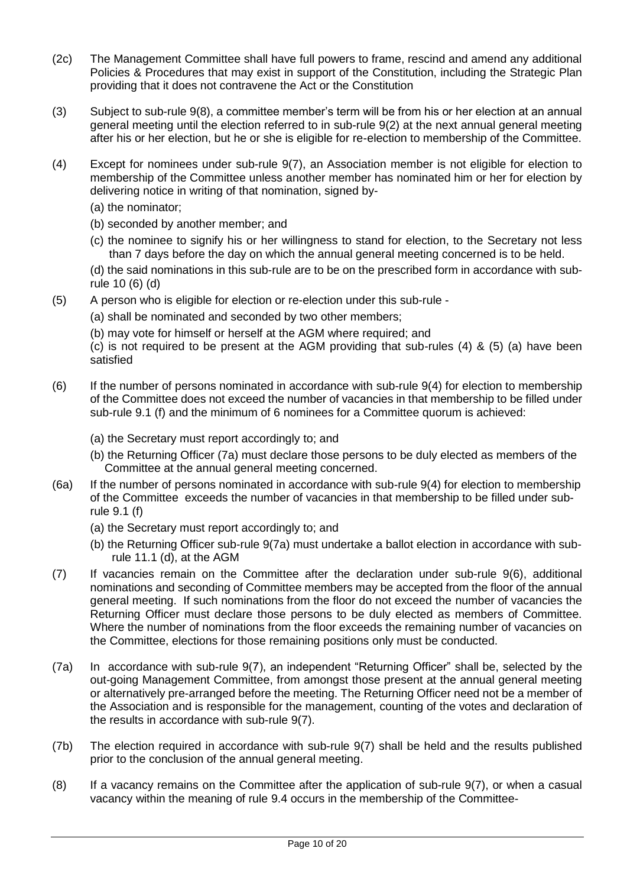(2c) The Management Committee shall have full powers to frame, rescind and amend any additional Policies & Procedures that may exist in support of the Constitution, including the Strategic Plan providing that it does not contravene the Act or the Constitution

(3) Subject to sub-rule 9(8), a committee member's term will be from his or her election at an annual general meeting until the election referred to in sub-rule 9(2) at the next annual general meeting after his or her election, but he or she is eligible for re-election to membership of the Committee.

(4) Except for nominees under sub-rule 9(7), an Association member is not eligible for election to membership of the Committee unless another member has nominated him or her for election by delivering notice in writing of that nomination, signed by-

(a) the nominator;

(b) seconded by another member; and

(c) the nominee to signify his or her willingness to stand for election, to the Secretary not less than 7 days before the day on which the annual general meeting concerned is to be held.

(d) the said nominations in this sub-rule are to be on the prescribed form in accordance with sub-rule 10 (6) (d)

(5) A person who is eligible for election or re-election under this sub-rule -

(a) shall be nominated and seconded by two other members;

(b) may vote for himself or herself at the AGM where required; and

(c) is not required to be present at the AGM providing that sub-rules (4) & (5) (a) have been satisfied

(6) If the number of persons nominated in accordance with sub-rule 9(4) for election to membership of the Committee does not exceed the number of vacancies in that membership to be filled under sub-rule 9.1 (f) and the minimum of 6 nominees for a Committee quorum is achieved:

(a) the Secretary must report accordingly to; and

(b) the Returning Officer (7a) must declare those persons to be duly elected as members of the Committee at the annual general meeting concerned.

(6a) If the number of persons nominated in accordance with sub-rule 9(4) for election to membership of the Committee exceeds the number of vacancies in that membership to be filled under sub-rule 9.1 (f)

(a) the Secretary must report accordingly to; and

(b) the Returning Officer sub-rule 9(7a) must undertake a ballot election in accordance with sub-rule 11.1 (d), at the AGM

(7) If vacancies remain on the Committee after the declaration under sub-rule 9(6), additional nominations and seconding of Committee members may be accepted from the floor of the annual general meeting. If such nominations from the floor do not exceed the number of vacancies the Returning Officer must declare those persons to be duly elected as members of Committee. Where the number of nominations from the floor exceeds the remaining number of vacancies on the Committee, elections for those remaining positions only must be conducted.

(7a) In accordance with sub-rule 9(7), an independent "Returning Officer" shall be, selected by the out-going Management Committee, from amongst those present at the annual general meeting or alternatively pre-arranged before the meeting. The Returning Officer need not be a member of the Association and is responsible for the management, counting of the votes and declaration of the results in accordance with sub-rule 9(7).

(7b) The election required in accordance with sub-rule 9(7) shall be held and the results published prior to the conclusion of the annual general meeting.

(8) If a vacancy remains on the Committee after the application of sub-rule 9(7), or when a casual vacancy within the meaning of rule 9.4 occurs in the membership of the Committee-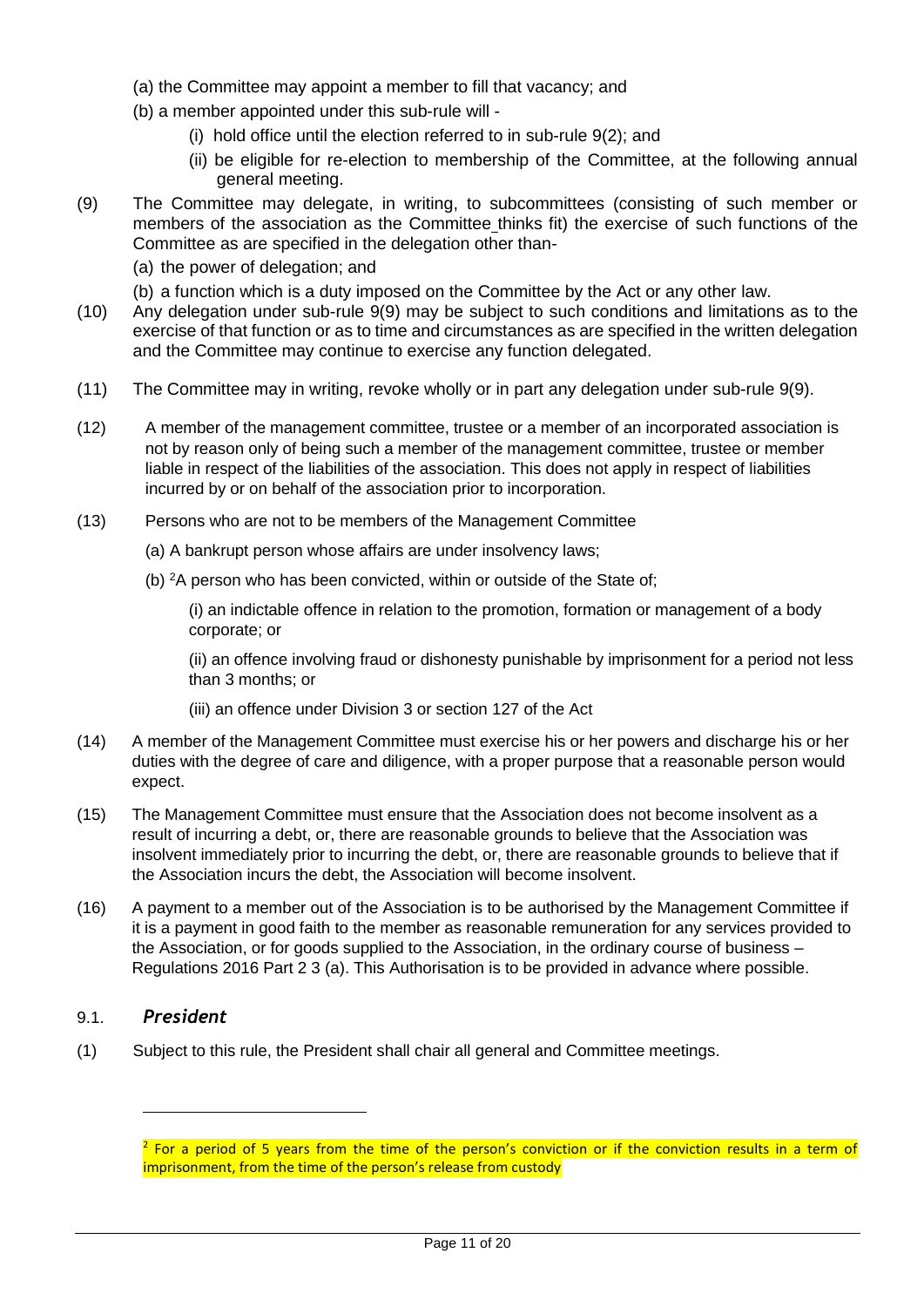(a) the Committee may appoint a member to fill that vacancy; and

(b) a member appointed under this sub-rule will -

(i) hold office until the election referred to in sub-rule 9(2); and

(ii) be eligible for re-election to membership of the Committee, at the following annual general meeting.

(9) The Committee may delegate, in writing, to subcommittees (consisting of such member or members of the association as the Committee thinks fit) the exercise of such functions of the Committee as are specified in the delegation other than-

(a) the power of delegation; and

(b) a function which is a duty imposed on the Committee by the Act or any other law.

(10) Any delegation under sub-rule 9(9) may be subject to such conditions and limitations as to the exercise of that function or as to time and circumstances as are specified in the written delegation and the Committee may continue to exercise any function delegated.

(11) The Committee may in writing, revoke wholly or in part any delegation under sub-rule 9(9).

(12) A member of the management committee, trustee or a member of an incorporated association is not by reason only of being such a member of the management committee, trustee or member liable in respect of the liabilities of the association. This does not apply in respect of liabilities incurred by or on behalf of the association prior to incorporation.

(13) Persons who are not to be members of the Management Committee

(a) A bankrupt person whose affairs are under insolvency laws;

(b) [2]A person who has been convicted, within or outside of the State of;

(i) an indictable offence in relation to the promotion, formation or management of a body corporate; or

(ii) an offence involving fraud or dishonesty punishable by imprisonment for a period not less than 3 months; or

(iii) an offence under Division 3 or section 127 of the Act

(14) A member of the Management Committee must exercise his or her powers and discharge his or her duties with the degree of care and diligence, with a proper purpose that a reasonable person would expect.

(15) The Management Committee must ensure that the Association does not become insolvent as a result of incurring a debt, or, there are reasonable grounds to believe that the Association was insolvent immediately prior to incurring the debt, or, there are reasonable grounds to believe that if the Association incurs the debt, the Association will become insolvent.

(16) A payment to a member out of the Association is to be authorised by the Management Committee if it is a payment in good faith to the member as reasonable remuneration for any services provided to the Association, or for goods supplied to the Association, in the ordinary course of business – Regulations 2016 Part 2 3 (a). This Authorisation is to be provided in advance where possible.

### 9.1. *President*

(1) Subject to this rule, the President shall chair all general and Committee meetings.

---

[2] For a period of 5 years from the time of the person's conviction or if the conviction results in a term of imprisonment, from the time of the person's release from custody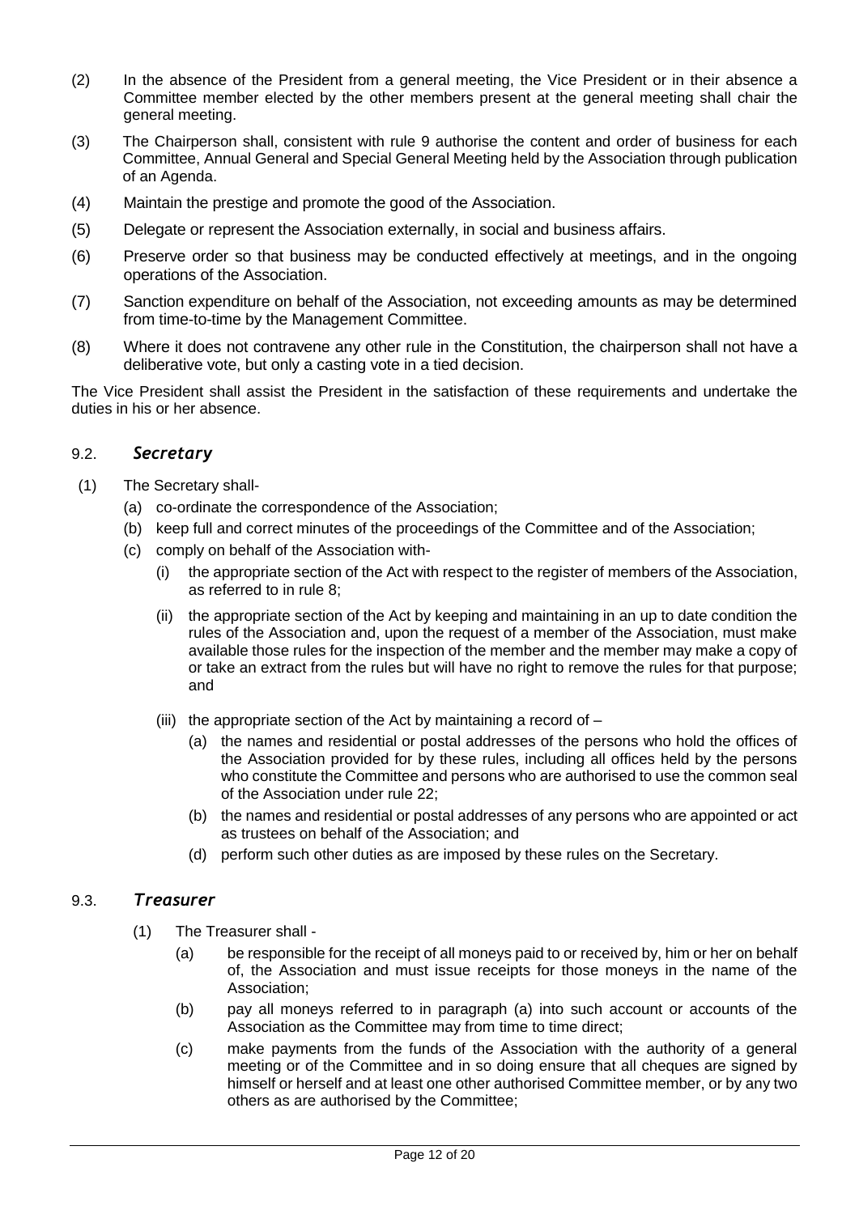(2) In the absence of the President from a general meeting, the Vice President or in their absence a Committee member elected by the other members present at the general meeting shall chair the general meeting.

(3) The Chairperson shall, consistent with rule 9 authorise the content and order of business for each Committee, Annual General and Special General Meeting held by the Association through publication of an Agenda.

(4) Maintain the prestige and promote the good of the Association.

(5) Delegate or represent the Association externally, in social and business affairs.

(6) Preserve order so that business may be conducted effectively at meetings, and in the ongoing operations of the Association.

(7) Sanction expenditure on behalf of the Association, not exceeding amounts as may be determined from time-to-time by the Management Committee.

(8) Where it does not contravene any other rule in the Constitution, the chairperson shall not have a deliberative vote, but only a casting vote in a tied decision.

The Vice President shall assist the President in the satisfaction of these requirements and undertake the duties in his or her absence.

### 9.2. *Secretary*

(1) The Secretary shall-

   (a) co-ordinate the correspondence of the Association;

   (b) keep full and correct minutes of the proceedings of the Committee and of the Association;

   (c) comply on behalf of the Association with-

      (i) the appropriate section of the Act with respect to the register of members of the Association, as referred to in rule 8;

      (ii) the appropriate section of the Act by keeping and maintaining in an up to date condition the rules of the Association and, upon the request of a member of the Association, must make available those rules for the inspection of the member and the member may make a copy of or take an extract from the rules but will have no right to remove the rules for that purpose; and

      (iii) the appropriate section of the Act by maintaining a record of –

         (a) the names and residential or postal addresses of the persons who hold the offices of the Association provided for by these rules, including all offices held by the persons who constitute the Committee and persons who are authorised to use the common seal of the Association under rule 22;

         (b) the names and residential or postal addresses of any persons who are appointed or act as trustees on behalf of the Association; and

         (d) perform such other duties as are imposed by these rules on the Secretary.

### 9.3. *Treasurer*

(1) The Treasurer shall -

   (a) be responsible for the receipt of all moneys paid to or received by, him or her on behalf of, the Association and must issue receipts for those moneys in the name of the Association;

   (b) pay all moneys referred to in paragraph (a) into such account or accounts of the Association as the Committee may from time to time direct;

   (c) make payments from the funds of the Association with the authority of a general meeting or of the Committee and in so doing ensure that all cheques are signed by himself or herself and at least one other authorised Committee member, or by any two others as are authorised by the Committee;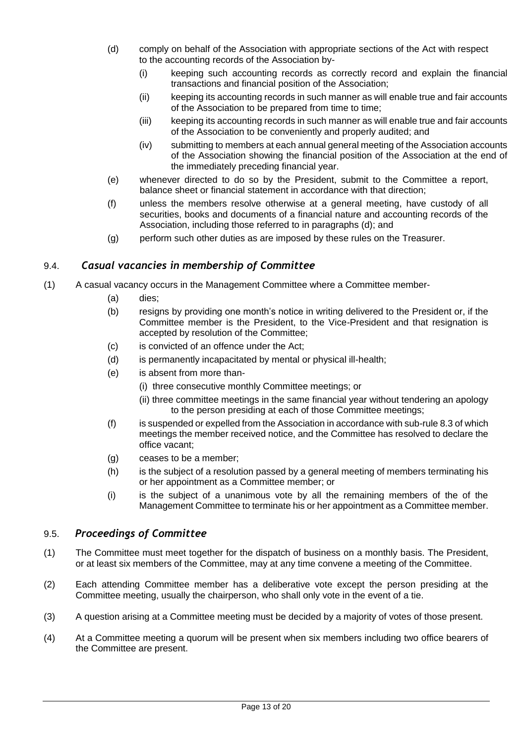(d) comply on behalf of the Association with appropriate sections of the Act with respect to the accounting records of the Association by-

   (i) keeping such accounting records as correctly record and explain the financial transactions and financial position of the Association;

   (ii) keeping its accounting records in such manner as will enable true and fair accounts of the Association to be prepared from time to time;

   (iii) keeping its accounting records in such manner as will enable true and fair accounts of the Association to be conveniently and properly audited; and

   (iv) submitting to members at each annual general meeting of the Association accounts of the Association showing the financial position of the Association at the end of the immediately preceding financial year.

(e) whenever directed to do so by the President, submit to the Committee a report, balance sheet or financial statement in accordance with that direction;

(f) unless the members resolve otherwise at a general meeting, have custody of all securities, books and documents of a financial nature and accounting records of the Association, including those referred to in paragraphs (d); and

(g) perform such other duties as are imposed by these rules on the Treasurer.

### 9.4. *Casual vacancies in membership of Committee*

(1) A casual vacancy occurs in the Management Committee where a Committee member-

   (a) dies;

   (b) resigns by providing one month's notice in writing delivered to the President or, if the Committee member is the President, to the Vice-President and that resignation is accepted by resolution of the Committee;

   (c) is convicted of an offence under the Act;

   (d) is permanently incapacitated by mental or physical ill-health;

   (e) is absent from more than-

      (i) three consecutive monthly Committee meetings; or

      (ii) three committee meetings in the same financial year without tendering an apology to the person presiding at each of those Committee meetings;

   (f) is suspended or expelled from the Association in accordance with sub-rule 8.3 of which meetings the member received notice, and the Committee has resolved to declare the office vacant;

   (g) ceases to be a member;

   (h) is the subject of a resolution passed by a general meeting of members terminating his or her appointment as a Committee member; or

   (i) is the subject of a unanimous vote by all the remaining members of the of the Management Committee to terminate his or her appointment as a Committee member.

### 9.5. *Proceedings of Committee*

(1) The Committee must meet together for the dispatch of business on a monthly basis. The President, or at least six members of the Committee, may at any time convene a meeting of the Committee.

(2) Each attending Committee member has a deliberative vote except the person presiding at the Committee meeting, usually the chairperson, who shall only vote in the event of a tie.

(3) A question arising at a Committee meeting must be decided by a majority of votes of those present.

(4) At a Committee meeting a quorum will be present when six members including two office bearers of the Committee are present.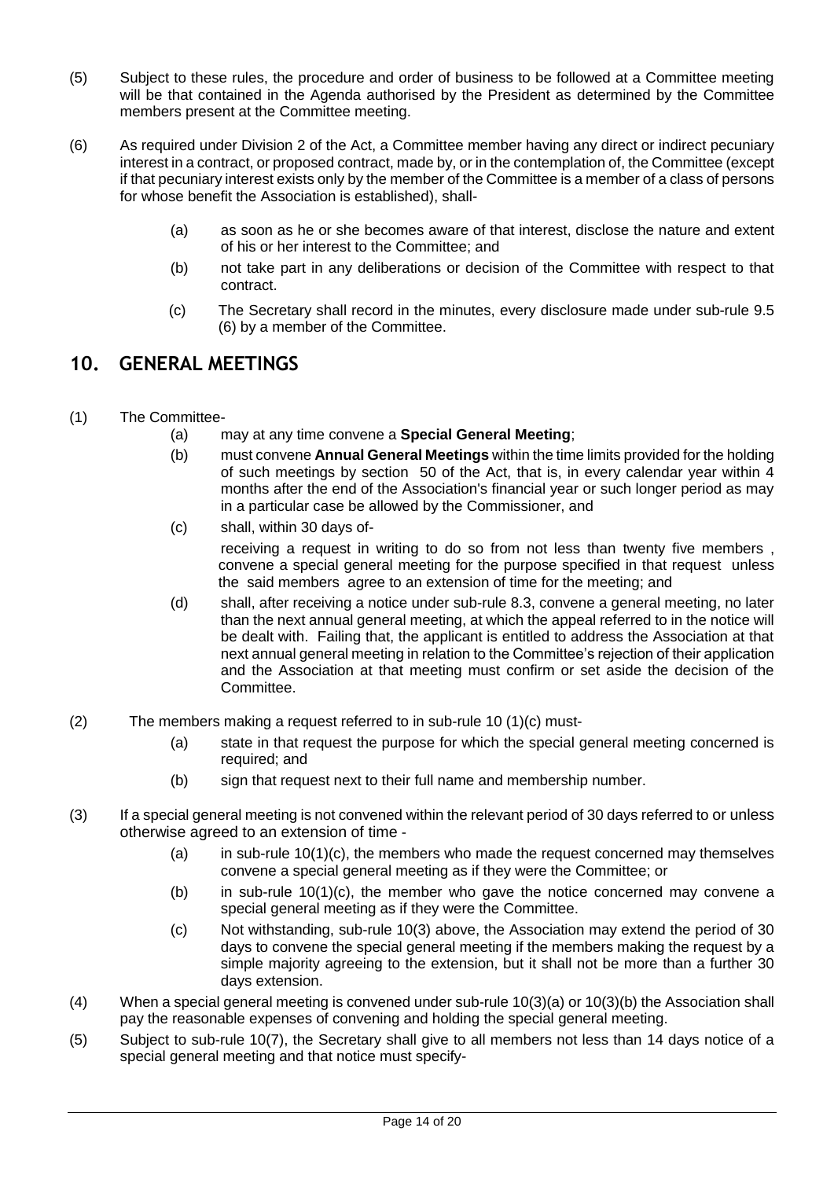(5) Subject to these rules, the procedure and order of business to be followed at a Committee meeting will be that contained in the Agenda authorised by the President as determined by the Committee members present at the Committee meeting.

(6) As required under Division 2 of the Act, a Committee member having any direct or indirect pecuniary interest in a contract, or proposed contract, made by, or in the contemplation of, the Committee (except if that pecuniary interest exists only by the member of the Committee is a member of a class of persons for whose benefit the Association is established), shall-

- (a) as soon as he or she becomes aware of that interest, disclose the nature and extent of his or her interest to the Committee; and
- (b) not take part in any deliberations or decision of the Committee with respect to that contract.
- (c) The Secretary shall record in the minutes, every disclosure made under sub-rule 9.5 (6) by a member of the Committee.

## 10. GENERAL MEETINGS

(1) The Committee-

- (a) may at any time convene a **Special General Meeting**;
- (b) must convene **Annual General Meetings** within the time limits provided for the holding of such meetings by section 50 of the Act, that is, in every calendar year within 4 months after the end of the Association's financial year or such longer period as may in a particular case be allowed by the Commissioner, and
- (c) shall, within 30 days of-

  receiving a request in writing to do so from not less than twenty five members , convene a special general meeting for the purpose specified in that request unless the said members agree to an extension of time for the meeting; and
- (d) shall, after receiving a notice under sub-rule 8.3, convene a general meeting, no later than the next annual general meeting, at which the appeal referred to in the notice will be dealt with. Failing that, the applicant is entitled to address the Association at that next annual general meeting in relation to the Committee's rejection of their application and the Association at that meeting must confirm or set aside the decision of the Committee.

(2) The members making a request referred to in sub-rule 10 (1)(c) must-

- (a) state in that request the purpose for which the special general meeting concerned is required; and
- (b) sign that request next to their full name and membership number.

(3) If a special general meeting is not convened within the relevant period of 30 days referred to or unless otherwise agreed to an extension of time -

- (a) in sub-rule 10(1)(c), the members who made the request concerned may themselves convene a special general meeting as if they were the Committee; or
- (b) in sub-rule 10(1)(c), the member who gave the notice concerned may convene a special general meeting as if they were the Committee.
- (c) Not withstanding, sub-rule 10(3) above, the Association may extend the period of 30 days to convene the special general meeting if the members making the request by a simple majority agreeing to the extension, but it shall not be more than a further 30 days extension.

(4) When a special general meeting is convened under sub-rule 10(3)(a) or 10(3)(b) the Association shall pay the reasonable expenses of convening and holding the special general meeting.

(5) Subject to sub-rule 10(7), the Secretary shall give to all members not less than 14 days notice of a special general meeting and that notice must specify-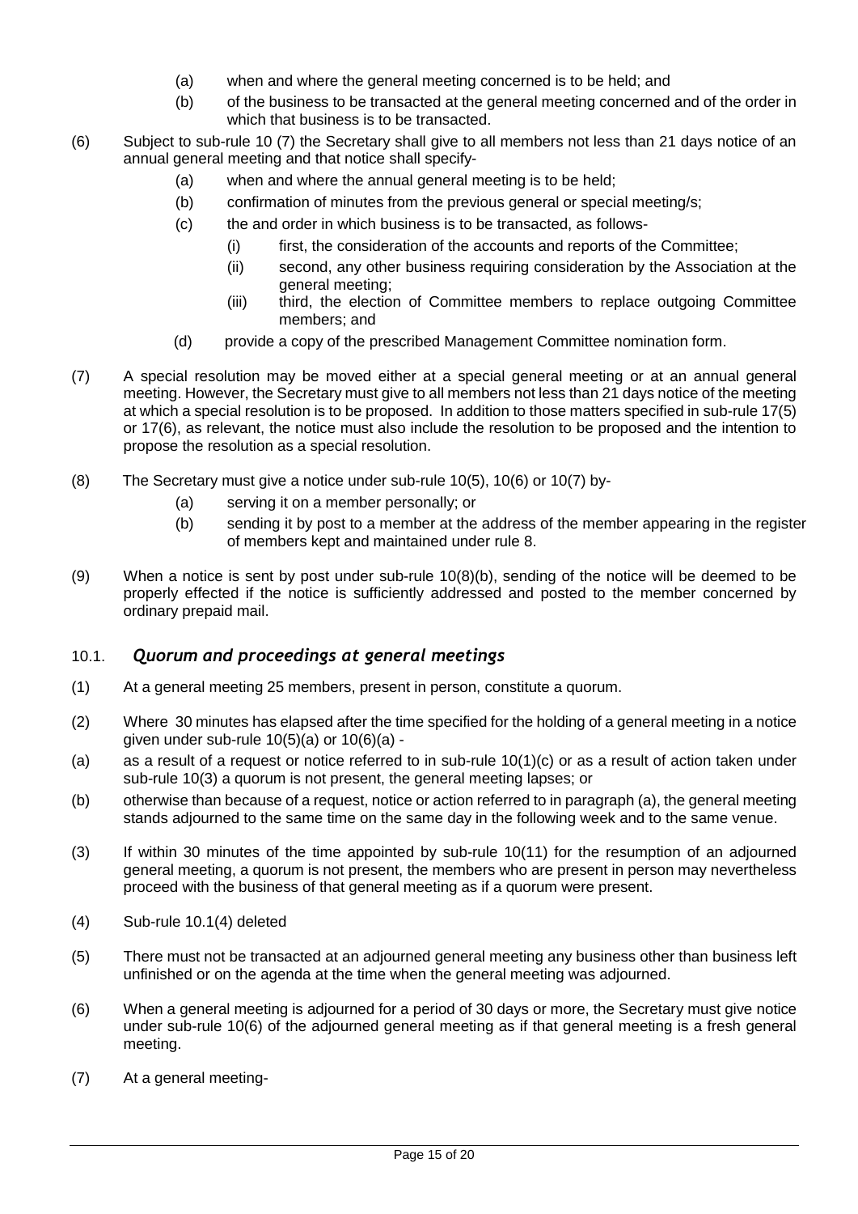(a) when and where the general meeting concerned is to be held; and

(b) of the business to be transacted at the general meeting concerned and of the order in which that business is to be transacted.

(6) Subject to sub-rule 10 (7) the Secretary shall give to all members not less than 21 days notice of an annual general meeting and that notice shall specify-

(a) when and where the annual general meeting is to be held;

(b) confirmation of minutes from the previous general or special meeting/s;

(c) the and order in which business is to be transacted, as follows-

(i) first, the consideration of the accounts and reports of the Committee;

(ii) second, any other business requiring consideration by the Association at the general meeting;

(iii) third, the election of Committee members to replace outgoing Committee members; and

(d) provide a copy of the prescribed Management Committee nomination form.

(7) A special resolution may be moved either at a special general meeting or at an annual general meeting. However, the Secretary must give to all members not less than 21 days notice of the meeting at which a special resolution is to be proposed. In addition to those matters specified in sub-rule 17(5) or 17(6), as relevant, the notice must also include the resolution to be proposed and the intention to propose the resolution as a special resolution.

(8) The Secretary must give a notice under sub-rule 10(5), 10(6) or 10(7) by-

(a) serving it on a member personally; or

(b) sending it by post to a member at the address of the member appearing in the register of members kept and maintained under rule 8.

(9) When a notice is sent by post under sub-rule 10(8)(b), sending of the notice will be deemed to be properly effected if the notice is sufficiently addressed and posted to the member concerned by ordinary prepaid mail.

## 10.1. *Quorum and proceedings at general meetings*

(1) At a general meeting 25 members, present in person, constitute a quorum.

(2) Where 30 minutes has elapsed after the time specified for the holding of a general meeting in a notice given under sub-rule 10(5)(a) or 10(6)(a) -

(a) as a result of a request or notice referred to in sub-rule 10(1)(c) or as a result of action taken under sub-rule 10(3) a quorum is not present, the general meeting lapses; or

(b) otherwise than because of a request, notice or action referred to in paragraph (a), the general meeting stands adjourned to the same time on the same day in the following week and to the same venue.

(3) If within 30 minutes of the time appointed by sub-rule 10(11) for the resumption of an adjourned general meeting, a quorum is not present, the members who are present in person may nevertheless proceed with the business of that general meeting as if a quorum were present.

(4) Sub-rule 10.1(4) deleted

(5) There must not be transacted at an adjourned general meeting any business other than business left unfinished or on the agenda at the time when the general meeting was adjourned.

(6) When a general meeting is adjourned for a period of 30 days or more, the Secretary must give notice under sub-rule 10(6) of the adjourned general meeting as if that general meeting is a fresh general meeting.

(7) At a general meeting-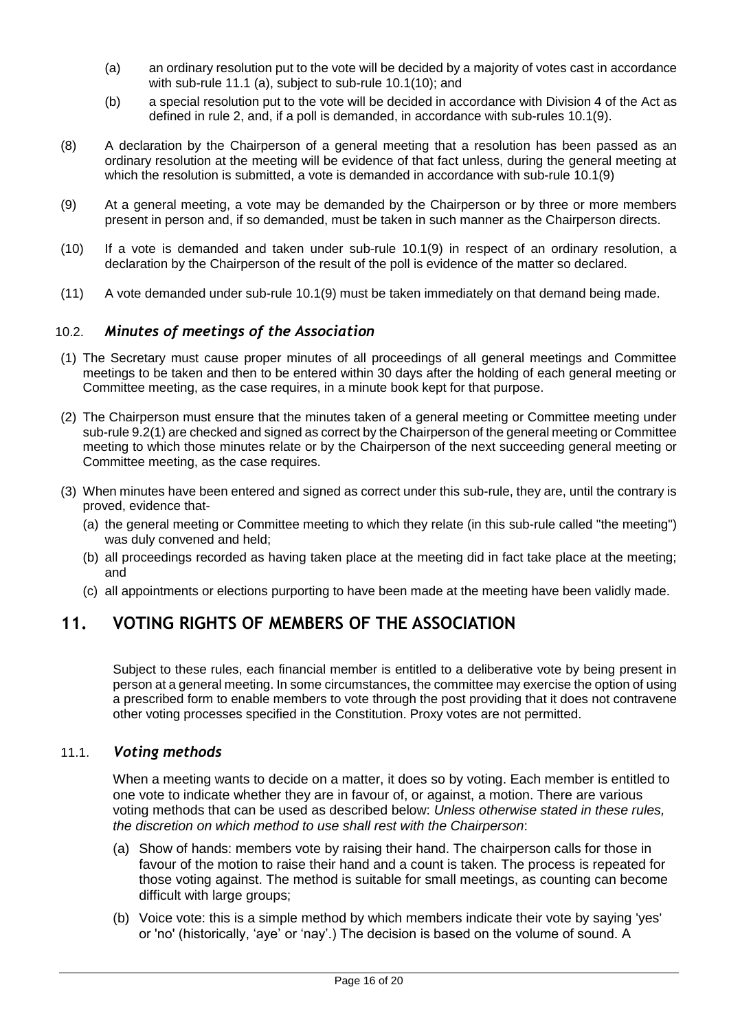(a) an ordinary resolution put to the vote will be decided by a majority of votes cast in accordance with sub-rule 11.1 (a), subject to sub-rule 10.1(10); and

(b) a special resolution put to the vote will be decided in accordance with Division 4 of the Act as defined in rule 2, and, if a poll is demanded, in accordance with sub-rules 10.1(9).

(8) A declaration by the Chairperson of a general meeting that a resolution has been passed as an ordinary resolution at the meeting will be evidence of that fact unless, during the general meeting at which the resolution is submitted, a vote is demanded in accordance with sub-rule 10.1(9)

(9) At a general meeting, a vote may be demanded by the Chairperson or by three or more members present in person and, if so demanded, must be taken in such manner as the Chairperson directs.

(10) If a vote is demanded and taken under sub-rule 10.1(9) in respect of an ordinary resolution, a declaration by the Chairperson of the result of the poll is evidence of the matter so declared.

(11) A vote demanded under sub-rule 10.1(9) must be taken immediately on that demand being made.

### 10.2. *Minutes of meetings of the Association*

(1) The Secretary must cause proper minutes of all proceedings of all general meetings and Committee meetings to be taken and then to be entered within 30 days after the holding of each general meeting or Committee meeting, as the case requires, in a minute book kept for that purpose.

(2) The Chairperson must ensure that the minutes taken of a general meeting or Committee meeting under sub-rule 9.2(1) are checked and signed as correct by the Chairperson of the general meeting or Committee meeting to which those minutes relate or by the Chairperson of the next succeeding general meeting or Committee meeting, as the case requires.

(3) When minutes have been entered and signed as correct under this sub-rule, they are, until the contrary is proved, evidence that-

(a) the general meeting or Committee meeting to which they relate (in this sub-rule called "the meeting") was duly convened and held;

(b) all proceedings recorded as having taken place at the meeting did in fact take place at the meeting; and

(c) all appointments or elections purporting to have been made at the meeting have been validly made.

## 11. VOTING RIGHTS OF MEMBERS OF THE ASSOCIATION

Subject to these rules, each financial member is entitled to a deliberative vote by being present in person at a general meeting. In some circumstances, the committee may exercise the option of using a prescribed form to enable members to vote through the post providing that it does not contravene other voting processes specified in the Constitution. Proxy votes are not permitted.

### 11.1. *Voting methods*

When a meeting wants to decide on a matter, it does so by voting. Each member is entitled to one vote to indicate whether they are in favour of, or against, a motion. There are various voting methods that can be used as described below: *Unless otherwise stated in these rules, the discretion on which method to use shall rest with the Chairperson*:

(a) Show of hands: members vote by raising their hand. The chairperson calls for those in favour of the motion to raise their hand and a count is taken. The process is repeated for those voting against. The method is suitable for small meetings, as counting can become difficult with large groups;

(b) Voice vote: this is a simple method by which members indicate their vote by saying 'yes' or 'no' (historically, 'aye' or 'nay'.) The decision is based on the volume of sound. A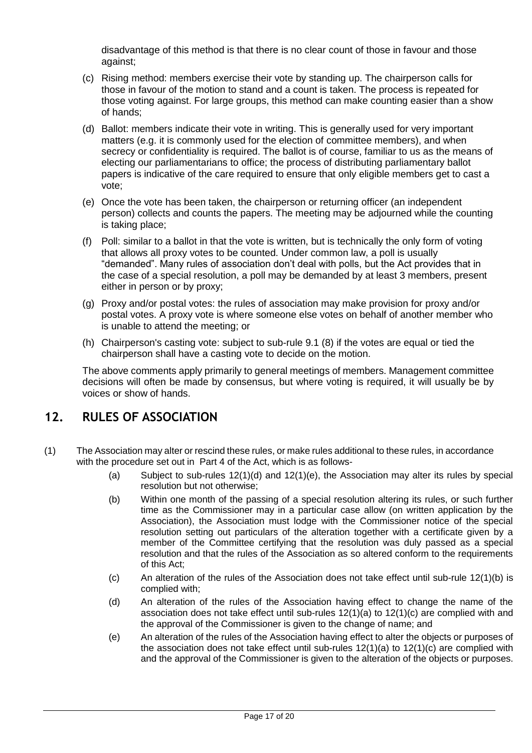disadvantage of this method is that there is no clear count of those in favour and those against;

(c) Rising method: members exercise their vote by standing up. The chairperson calls for those in favour of the motion to stand and a count is taken. The process is repeated for those voting against. For large groups, this method can make counting easier than a show of hands;

(d) Ballot: members indicate their vote in writing. This is generally used for very important matters (e.g. it is commonly used for the election of committee members), and when secrecy or confidentiality is required. The ballot is of course, familiar to us as the means of electing our parliamentarians to office; the process of distributing parliamentary ballot papers is indicative of the care required to ensure that only eligible members get to cast a vote;

(e) Once the vote has been taken, the chairperson or returning officer (an independent person) collects and counts the papers. The meeting may be adjourned while the counting is taking place;

(f) Poll: similar to a ballot in that the vote is written, but is technically the only form of voting that allows all proxy votes to be counted. Under common law, a poll is usually "demanded". Many rules of association don't deal with polls, but the Act provides that in the case of a special resolution, a poll may be demanded by at least 3 members, present either in person or by proxy;

(g) Proxy and/or postal votes: the rules of association may make provision for proxy and/or postal votes. A proxy vote is where someone else votes on behalf of another member who is unable to attend the meeting; or

(h) Chairperson's casting vote: subject to sub-rule 9.1 (8) if the votes are equal or tied the chairperson shall have a casting vote to decide on the motion.

The above comments apply primarily to general meetings of members. Management committee decisions will often be made by consensus, but where voting is required, it will usually be by voices or show of hands.

## 12. RULES OF ASSOCIATION

(1) The Association may alter or rescind these rules, or make rules additional to these rules, in accordance with the procedure set out in Part 4 of the Act, which is as follows-

(a) Subject to sub-rules 12(1)(d) and 12(1)(e), the Association may alter its rules by special resolution but not otherwise;

(b) Within one month of the passing of a special resolution altering its rules, or such further time as the Commissioner may in a particular case allow (on written application by the Association), the Association must lodge with the Commissioner notice of the special resolution setting out particulars of the alteration together with a certificate given by a member of the Committee certifying that the resolution was duly passed as a special resolution and that the rules of the Association as so altered conform to the requirements of this Act;

(c) An alteration of the rules of the Association does not take effect until sub-rule 12(1)(b) is complied with;

(d) An alteration of the rules of the Association having effect to change the name of the association does not take effect until sub-rules 12(1)(a) to 12(1)(c) are complied with and the approval of the Commissioner is given to the change of name; and

(e) An alteration of the rules of the Association having effect to alter the objects or purposes of the association does not take effect until sub-rules 12(1)(a) to 12(1)(c) are complied with and the approval of the Commissioner is given to the alteration of the objects or purposes.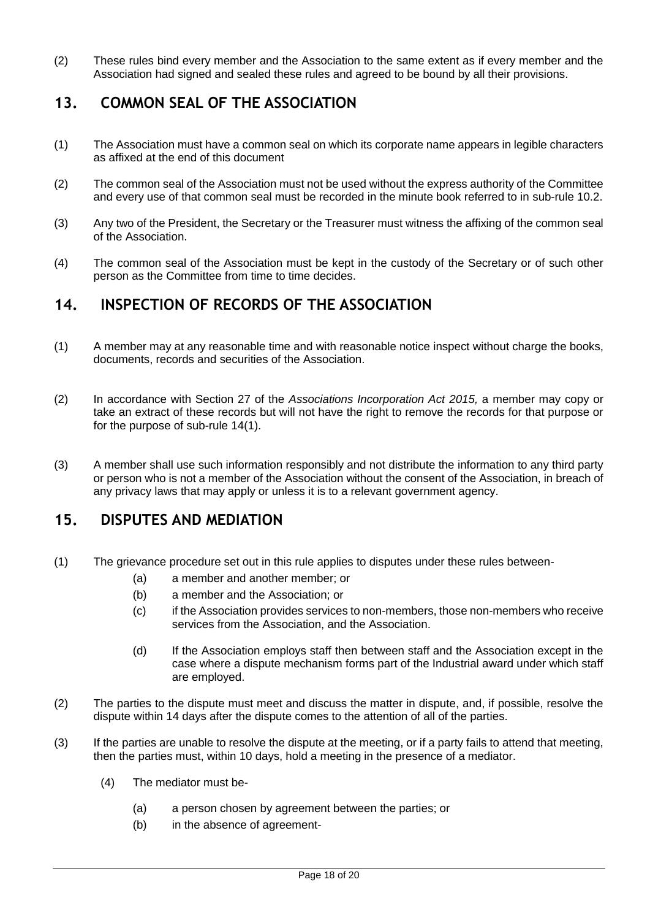(2) These rules bind every member and the Association to the same extent as if every member and the Association had signed and sealed these rules and agreed to be bound by all their provisions.

## 13. COMMON SEAL OF THE ASSOCIATION

(1) The Association must have a common seal on which its corporate name appears in legible characters as affixed at the end of this document

(2) The common seal of the Association must not be used without the express authority of the Committee and every use of that common seal must be recorded in the minute book referred to in sub-rule 10.2.

(3) Any two of the President, the Secretary or the Treasurer must witness the affixing of the common seal of the Association.

(4) The common seal of the Association must be kept in the custody of the Secretary or of such other person as the Committee from time to time decides.

## 14. INSPECTION OF RECORDS OF THE ASSOCIATION

(1) A member may at any reasonable time and with reasonable notice inspect without charge the books, documents, records and securities of the Association.

(2) In accordance with Section 27 of the *Associations Incorporation Act 2015,* a member may copy or take an extract of these records but will not have the right to remove the records for that purpose or for the purpose of sub-rule 14(1).

(3) A member shall use such information responsibly and not distribute the information to any third party or person who is not a member of the Association without the consent of the Association, in breach of any privacy laws that may apply or unless it is to a relevant government agency.

## 15. DISPUTES AND MEDIATION

(1) The grievance procedure set out in this rule applies to disputes under these rules between-

- (a) a member and another member; or
- (b) a member and the Association; or
- (c) if the Association provides services to non-members, those non-members who receive services from the Association, and the Association.
- (d) If the Association employs staff then between staff and the Association except in the case where a dispute mechanism forms part of the Industrial award under which staff are employed.

(2) The parties to the dispute must meet and discuss the matter in dispute, and, if possible, resolve the dispute within 14 days after the dispute comes to the attention of all of the parties.

(3) If the parties are unable to resolve the dispute at the meeting, or if a party fails to attend that meeting, then the parties must, within 10 days, hold a meeting in the presence of a mediator.

(4) The mediator must be-

- (a) a person chosen by agreement between the parties; or
- (b) in the absence of agreement-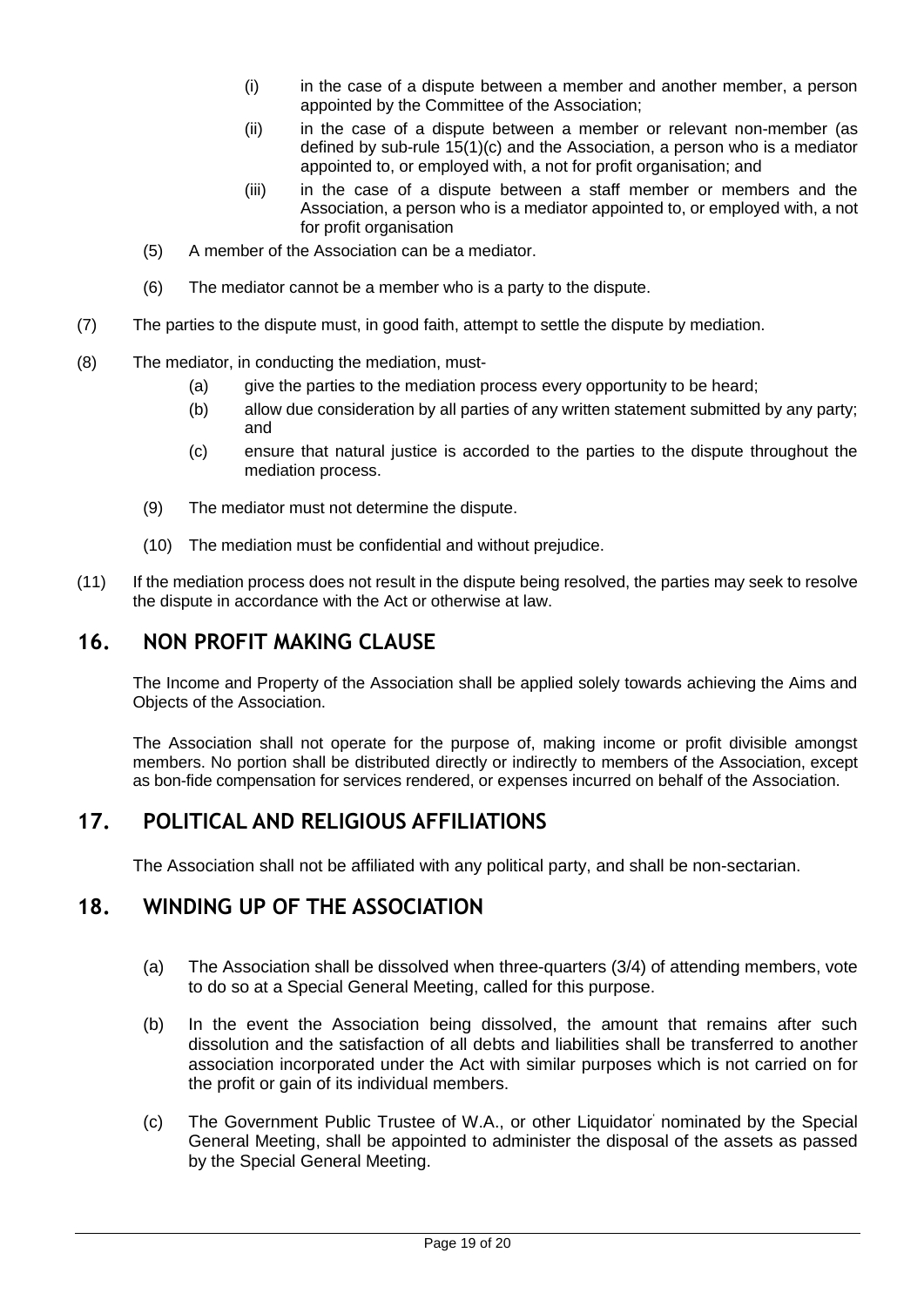(i) in the case of a dispute between a member and another member, a person appointed by the Committee of the Association;

(ii) in the case of a dispute between a member or relevant non-member (as defined by sub-rule 15(1)(c) and the Association, a person who is a mediator appointed to, or employed with, a not for profit organisation; and

(iii) in the case of a dispute between a staff member or members and the Association, a person who is a mediator appointed to, or employed with, a not for profit organisation

(5) A member of the Association can be a mediator.

(6) The mediator cannot be a member who is a party to the dispute.

(7) The parties to the dispute must, in good faith, attempt to settle the dispute by mediation.

(8) The mediator, in conducting the mediation, must-

(a) give the parties to the mediation process every opportunity to be heard;

(b) allow due consideration by all parties of any written statement submitted by any party; and

(c) ensure that natural justice is accorded to the parties to the dispute throughout the mediation process.

(9) The mediator must not determine the dispute.

(10) The mediation must be confidential and without prejudice.

(11) If the mediation process does not result in the dispute being resolved, the parties may seek to resolve the dispute in accordance with the Act or otherwise at law.

## 16. NON PROFIT MAKING CLAUSE

The Income and Property of the Association shall be applied solely towards achieving the Aims and Objects of the Association.

The Association shall not operate for the purpose of, making income or profit divisible amongst members. No portion shall be distributed directly or indirectly to members of the Association, except as bon-fide compensation for services rendered, or expenses incurred on behalf of the Association.

## 17. POLITICAL AND RELIGIOUS AFFILIATIONS

The Association shall not be affiliated with any political party, and shall be non-sectarian.

## 18. WINDING UP OF THE ASSOCIATION

(a) The Association shall be dissolved when three-quarters (3/4) of attending members, vote to do so at a Special General Meeting, called for this purpose.

(b) In the event the Association being dissolved, the amount that remains after such dissolution and the satisfaction of all debts and liabilities shall be transferred to another association incorporated under the Act with similar purposes which is not carried on for the profit or gain of its individual members.

(c) The Government Public Trustee of W.A., or other Liquidator' nominated by the Special General Meeting, shall be appointed to administer the disposal of the assets as passed by the Special General Meeting.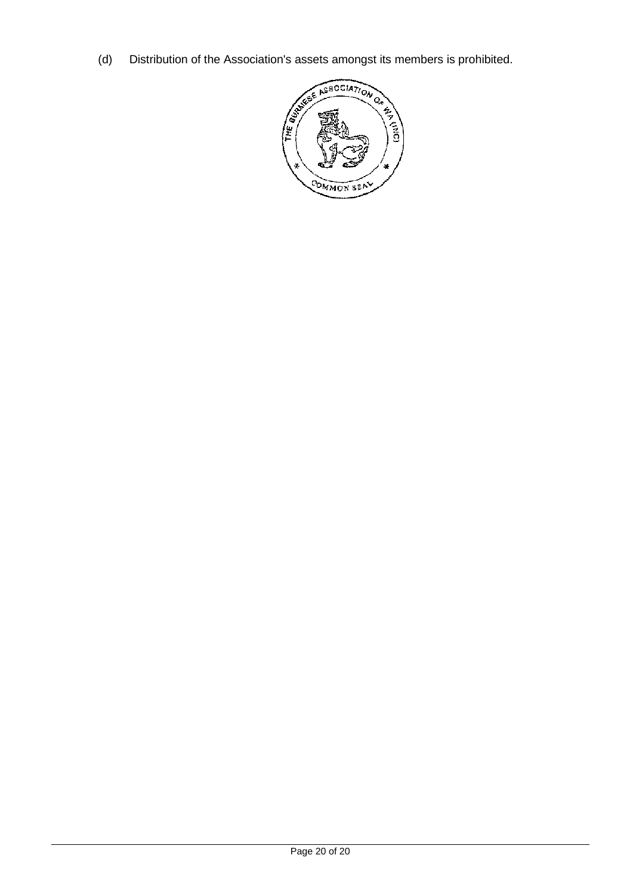(d) Distribution of the Association's assets amongst its members is prohibited.

THE BURMESE ASSOCIATION OF WA (INC)

* COMMON SEAL *